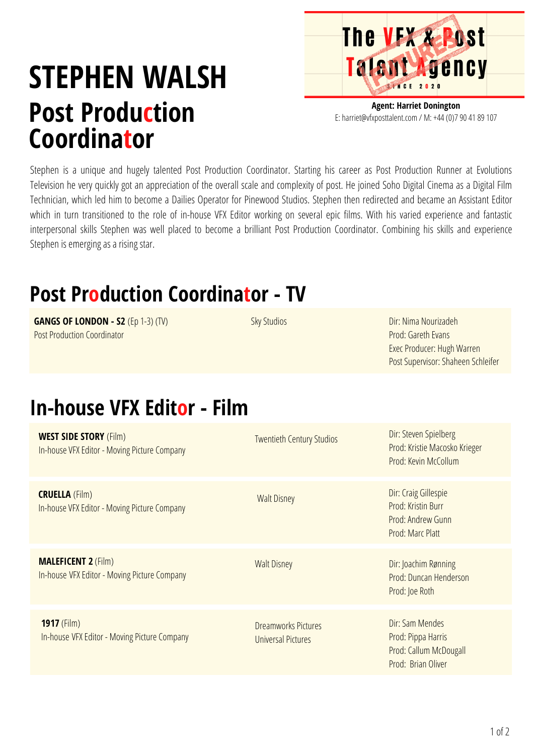# STEPHEN WALSH

## Post Production Coordinator

The VFX & Post Talent Agency

SINCE 2020

**Agent: Harriet Donington**
E: harriet@vfxposttalent.com / M: +44 (0)7 90 41 89 107

Stephen is a unique and hugely talented Post Production Coordinator. Starting his career as Post Production Runner at Evolutions Television he very quickly got an appreciation of the overall scale and complexity of post. He joined Soho Digital Cinema as a Digital Film Technician, which led him to become a Dailies Operator for Pinewood Studios. Stephen then redirected and became an Assistant Editor which in turn transitioned to the role of in-house VFX Editor working on several epic films. With his varied experience and fantastic interpersonal skills Stephen was well placed to become a brilliant Post Production Coordinator. Combining his skills and experience Stephen is emerging as a rising star.

## Post Production Coordinator - TV

| | | |
|---|---|---|
| **GANGS OF LONDON - S2** (Ep 1-3) (TV)<br>Post Production Coordinator | Sky Studios | Dir: Nima Nourizadeh<br>Prod: Gareth Evans<br>Exec Producer: Hugh Warren<br>Post Supervisor: Shaheen Schleifer |

## In-house VFX Editor - Film

| | | |
|---|---|---|
| **WEST SIDE STORY** (Film)<br>In-house VFX Editor - Moving Picture Company | Twentieth Century Studios | Dir: Steven Spielberg<br>Prod: Kristie Macosko Krieger<br>Prod: Kevin McCollum |
| **CRUELLA** (Film)<br>In-house VFX Editor - Moving Picture Company | Walt Disney | Dir: Craig Gillespie<br>Prod: Kristin Burr<br>Prod: Andrew Gunn<br>Prod: Marc Platt |
| **MALEFICENT 2** (Film)<br>In-house VFX Editor - Moving Picture Company | Walt Disney | Dir: Joachim Rønning<br>Prod: Duncan Henderson<br>Prod: Joe Roth |
| **1917** (Film)<br>In-house VFX Editor - Moving Picture Company | Dreamworks Pictures<br>Universal Pictures | Dir: Sam Mendes<br>Prod: Pippa Harris<br>Prod: Callum McDougall<br>Prod: Brian Oliver |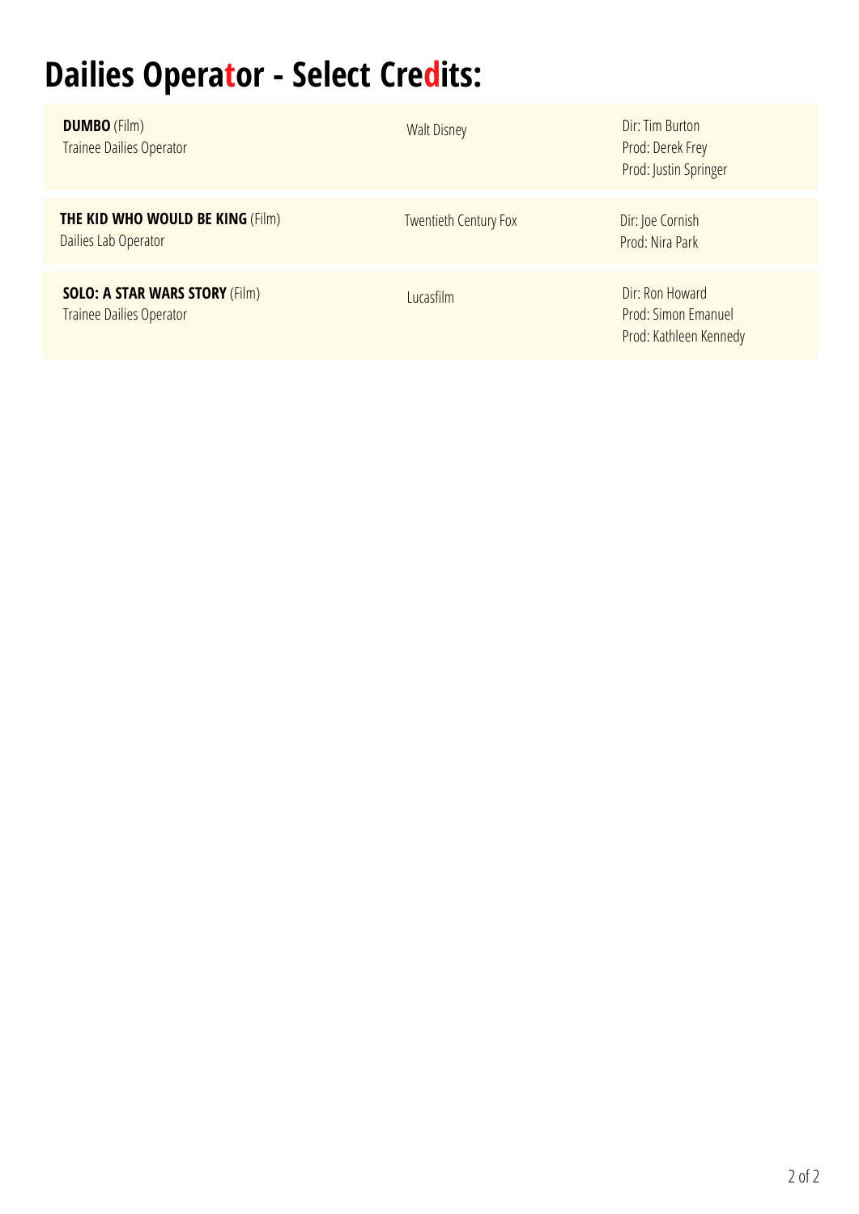# Dailies Operator - Select Credits:

| | | |
|---|---|---|
| **DUMBO** (Film)<br>Trainee Dailies Operator | Walt Disney | Dir: Tim Burton<br>Prod: Derek Frey<br>Prod: Justin Springer |
| **THE KID WHO WOULD BE KING** (Film)<br>Dailies Lab Operator | Twentieth Century Fox | Dir: Joe Cornish<br>Prod: Nira Park |
| **SOLO: A STAR WARS STORY** (Film)<br>Trainee Dailies Operator | Lucasfilm | Dir: Ron Howard<br>Prod: Simon Emanuel<br>Prod: Kathleen Kennedy |